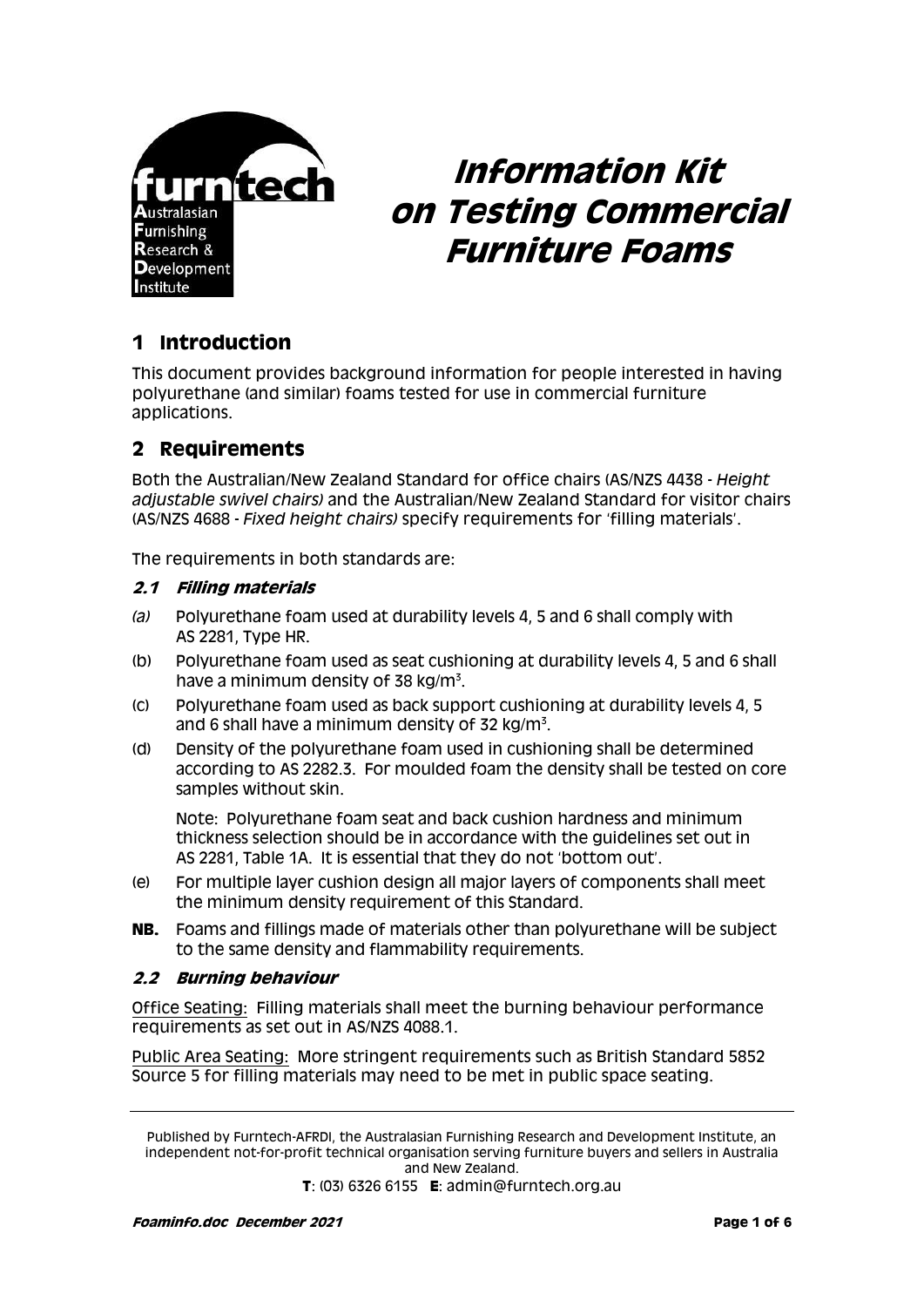furntech
Australasian
Furnishing
Research &
Development
Institute

# Information Kit on Testing Commercial Furniture Foams

## 1 Introduction

This document provides background information for people interested in having polyurethane (and similar) foams tested for use in commercial furniture applications.

## 2 Requirements

Both the Australian/New Zealand Standard for office chairs (AS/NZS 4438 - *Height adjustable swivel chairs)* and the Australian/New Zealand Standard for visitor chairs (AS/NZS 4688 - *Fixed height chairs)* specify requirements for 'filling materials'.

The requirements in both standards are:

### *2.1 Filling materials*

*(a)* Polyurethane foam used at durability levels 4, 5 and 6 shall comply with AS 2281, Type HR.

(b) Polyurethane foam used as seat cushioning at durability levels 4, 5 and 6 shall have a minimum density of 38 kg/m$^3$.

(c) Polyurethane foam used as back support cushioning at durability levels 4, 5 and 6 shall have a minimum density of 32 kg/m$^3$.

(d) Density of the polyurethane foam used in cushioning shall be determined according to AS 2282.3. For moulded foam the density shall be tested on core samples without skin.

Note: Polyurethane foam seat and back cushion hardness and minimum thickness selection should be in accordance with the guidelines set out in AS 2281, Table 1A. It is essential that they do not 'bottom out'.

(e) For multiple layer cushion design all major layers of components shall meet the minimum density requirement of this Standard.

**NB.** Foams and fillings made of materials other than polyurethane will be subject to the same density and flammability requirements.

### *2.2 Burning behaviour*

Office Seating: Filling materials shall meet the burning behaviour performance requirements as set out in AS/NZS 4088.1.

Public Area Seating: More stringent requirements such as British Standard 5852 Source 5 for filling materials may need to be met in public space seating.

Published by Furntech-AFRDI, the Australasian Furnishing Research and Development Institute, an independent not-for-profit technical organisation serving furniture buyers and sellers in Australia and New Zealand.
**T**: (03) 6326 6155 **E**: admin@furntech.org.au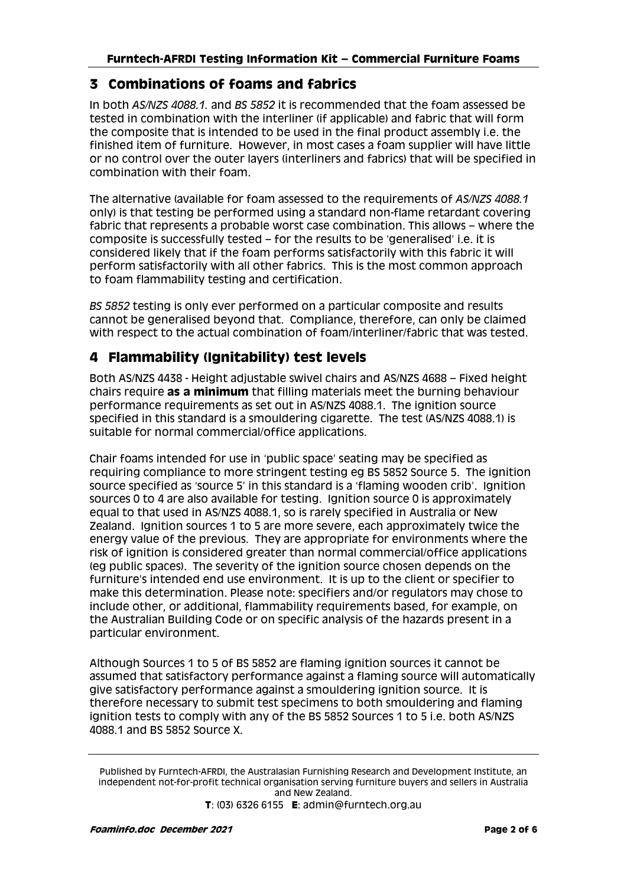## 3 Combinations of foams and fabrics

In both *AS/NZS 4088.1.* and *BS 5852* it is recommended that the foam assessed be tested in combination with the interliner (if applicable) and fabric that will form the composite that is intended to be used in the final product assembly i.e. the finished item of furniture. However, in most cases a foam supplier will have little or no control over the outer layers (interliners and fabrics) that will be specified in combination with their foam.

The alternative (available for foam assessed to the requirements of *AS/NZS 4088.1* only) is that testing be performed using a standard non-flame retardant covering fabric that represents a probable worst case combination. This allows – where the composite is successfully tested – for the results to be 'generalised' i.e. it is considered likely that if the foam performs satisfactorily with this fabric it will perform satisfactorily with all other fabrics. This is the most common approach to foam flammability testing and certification.

*BS 5852* testing is only ever performed on a particular composite and results cannot be generalised beyond that. Compliance, therefore, can only be claimed with respect to the actual combination of foam/interliner/fabric that was tested.

## 4 Flammability (Ignitability) test levels

Both AS/NZS 4438 - Height adjustable swivel chairs and AS/NZS 4688 – Fixed height chairs require **as a minimum** that filling materials meet the burning behaviour performance requirements as set out in AS/NZS 4088.1. The ignition source specified in this standard is a smouldering cigarette. The test (AS/NZS 4088.1) is suitable for normal commercial/office applications.

Chair foams intended for use in 'public space' seating may be specified as requiring compliance to more stringent testing eg BS 5852 Source 5. The ignition source specified as 'source 5' in this standard is a 'flaming wooden crib'. Ignition sources 0 to 4 are also available for testing. Ignition source 0 is approximately equal to that used in AS/NZS 4088.1, so is rarely specified in Australia or New Zealand. Ignition sources 1 to 5 are more severe, each approximately twice the energy value of the previous. They are appropriate for environments where the risk of ignition is considered greater than normal commercial/office applications (eg public spaces). The severity of the ignition source chosen depends on the furniture's intended end use environment. It is up to the client or specifier to make this determination. Please note: specifiers and/or regulators may chose to include other, or additional, flammability requirements based, for example, on the Australian Building Code or on specific analysis of the hazards present in a particular environment.

Although Sources 1 to 5 of BS 5852 are flaming ignition sources it cannot be assumed that satisfactory performance against a flaming source will automatically give satisfactory performance against a smouldering ignition source. It is therefore necessary to submit test specimens to both smouldering and flaming ignition tests to comply with any of the BS 5852 Sources 1 to 5 i.e. both AS/NZS 4088.1 and BS 5852 Source X.

Published by Furntech-AFRDI, the Australasian Furnishing Research and Development Institute, an independent not-for-profit technical organisation serving furniture buyers and sellers in Australia and New Zealand.
**T**: (03) 6326 6155 **E**: admin@furntech.org.au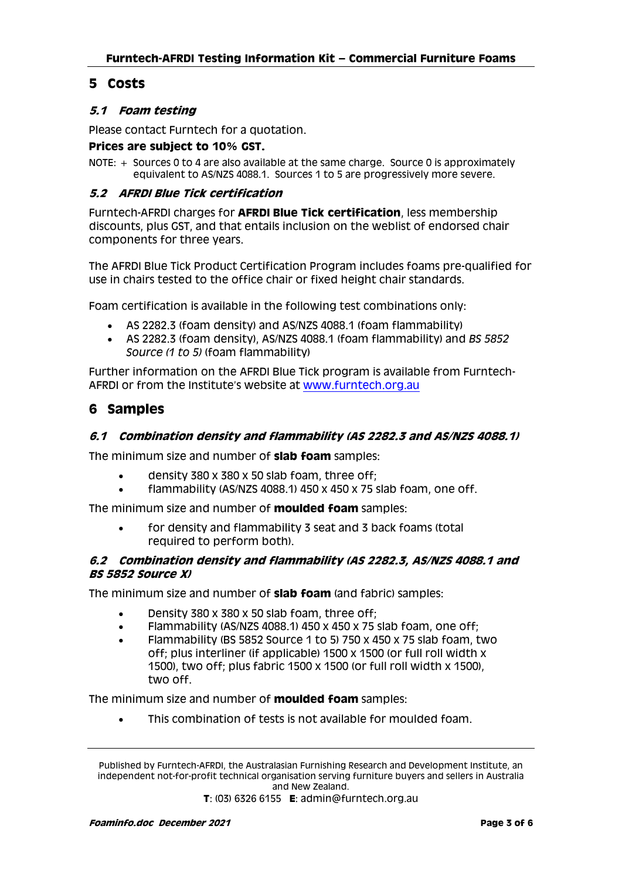# 5 Costs

## 5.1 *Foam testing*

Please contact Furntech for a quotation.

**Prices are subject to 10% GST.**

NOTE: + Sources 0 to 4 are also available at the same charge. Source 0 is approximately equivalent to AS/NZS 4088.1. Sources 1 to 5 are progressively more severe.

## 5.2 *AFRDI Blue Tick certification*

Furntech-AFRDI charges for **AFRDI Blue Tick certification**, less membership discounts, plus GST, and that entails inclusion on the weblist of endorsed chair components for three years.

The AFRDI Blue Tick Product Certification Program includes foams pre-qualified for use in chairs tested to the office chair or fixed height chair standards.

Foam certification is available in the following test combinations only:

- AS 2282.3 (foam density) and AS/NZS 4088.1 (foam flammability)
- AS 2282.3 (foam density), AS/NZS 4088.1 (foam flammability) and *BS 5852 Source (1 to 5)* (foam flammability)

Further information on the AFRDI Blue Tick program is available from Furntech-AFRDI or from the Institute's website at www.furntech.org.au

# 6 Samples

## 6.1 *Combination density and flammability (AS 2282.3 and AS/NZS 4088.1)*

The minimum size and number of **slab foam** samples:

- density 380 x 380 x 50 slab foam, three off;
- flammability (AS/NZS 4088.1) 450 x 450 x 75 slab foam, one off.

The minimum size and number of **moulded foam** samples:

- for density and flammability 3 seat and 3 back foams (total required to perform both).

## 6.2 *Combination density and flammability (AS 2282.3, AS/NZS 4088.1 and BS 5852 Source X)*

The minimum size and number of **slab foam** (and fabric) samples:

- Density 380 x 380 x 50 slab foam, three off;
- Flammability (AS/NZS 4088.1) 450 x 450 x 75 slab foam, one off;
- Flammability (BS 5852 Source 1 to 5) 750 x 450 x 75 slab foam, two off; plus interliner (if applicable) 1500 x 1500 (or full roll width x 1500), two off; plus fabric 1500 x 1500 (or full roll width x 1500), two off.

The minimum size and number of **moulded foam** samples:

- This combination of tests is not available for moulded foam.

Published by Furntech-AFRDI, the Australasian Furnishing Research and Development Institute, an independent not-for-profit technical organisation serving furniture buyers and sellers in Australia and New Zealand.
**T**: (03) 6326 6155 **E**: admin@furntech.org.au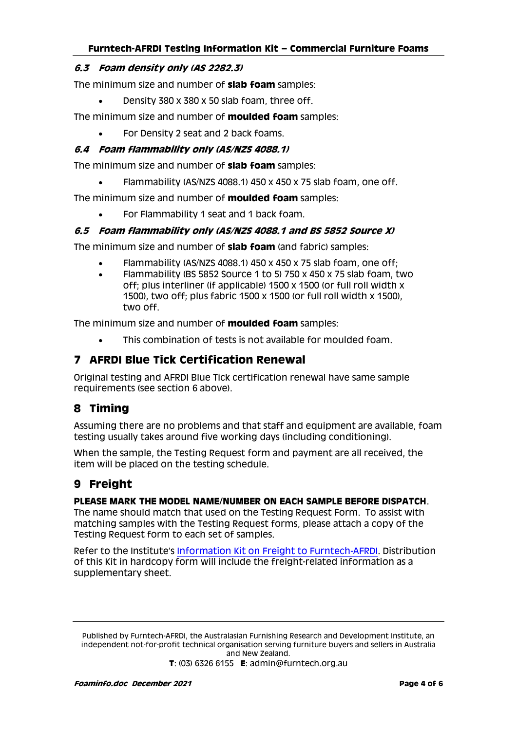### *6.3 Foam density only (AS 2282.3)*

The minimum size and number of **slab foam** samples:

- Density 380 x 380 x 50 slab foam, three off.

The minimum size and number of **moulded foam** samples:

- For Density 2 seat and 2 back foams.

### *6.4 Foam flammability only (AS/NZS 4088.1)*

The minimum size and number of **slab foam** samples:

- Flammability (AS/NZS 4088.1) 450 x 450 x 75 slab foam, one off.

The minimum size and number of **moulded foam** samples:

- For Flammability 1 seat and 1 back foam.

### *6.5 Foam flammability only (AS/NZS 4088.1 and BS 5852 Source X)*

The minimum size and number of **slab foam** (and fabric) samples:

- Flammability (AS/NZS 4088.1) 450 x 450 x 75 slab foam, one off;
- Flammability (BS 5852 Source 1 to 5) 750 x 450 x 75 slab foam, two off; plus interliner (if applicable) 1500 x 1500 (or full roll width x 1500), two off; plus fabric 1500 x 1500 (or full roll width x 1500), two off.

The minimum size and number of **moulded foam** samples:

- This combination of tests is not available for moulded foam.

## 7 AFRDI Blue Tick Certification Renewal

Original testing and AFRDI Blue Tick certification renewal have same sample requirements (see section 6 above).

## 8 Timing

Assuming there are no problems and that staff and equipment are available, foam testing usually takes around five working days (including conditioning).

When the sample, the Testing Request form and payment are all received, the item will be placed on the testing schedule.

## 9 Freight

**PLEASE MARK THE MODEL NAME/NUMBER ON EACH SAMPLE BEFORE DISPATCH**. The name should match that used on the Testing Request Form. To assist with matching samples with the Testing Request forms, please attach a copy of the Testing Request form to each set of samples.

Refer to the Institute's Information Kit on Freight to Furntech-AFRDI. Distribution of this Kit in hardcopy form will include the freight-related information as a supplementary sheet.

Published by Furntech-AFRDI, the Australasian Furnishing Research and Development Institute, an independent not-for-profit technical organisation serving furniture buyers and sellers in Australia and New Zealand.

**T**: (03) 6326 6155 **E**: admin@furntech.org.au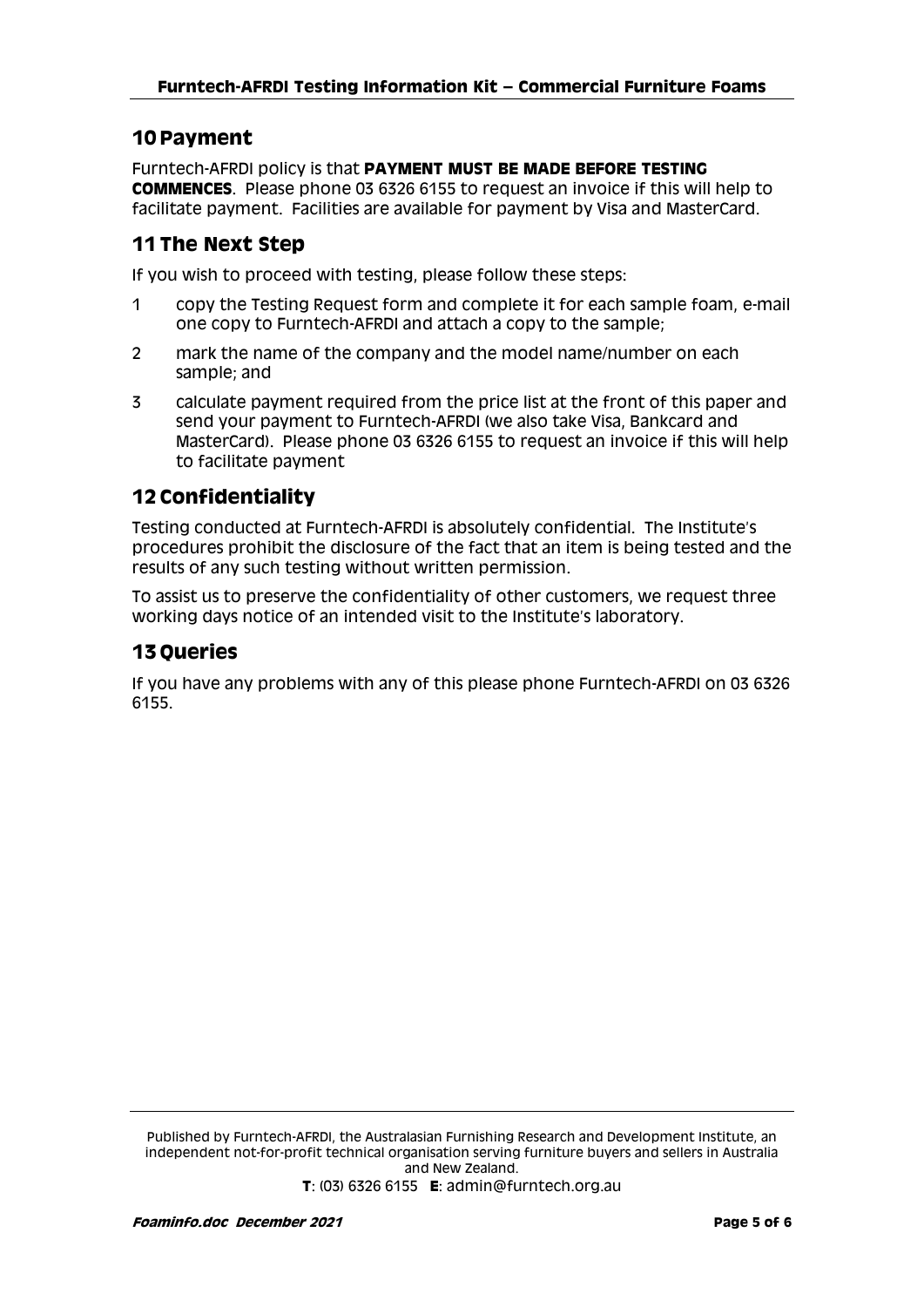## 10 Payment

Furntech-AFRDI policy is that **PAYMENT MUST BE MADE BEFORE TESTING COMMENCES**. Please phone 03 6326 6155 to request an invoice if this will help to facilitate payment. Facilities are available for payment by Visa and MasterCard.

## 11 The Next Step

If you wish to proceed with testing, please follow these steps:

1. copy the Testing Request form and complete it for each sample foam, e-mail one copy to Furntech-AFRDI and attach a copy to the sample;
2. mark the name of the company and the model name/number on each sample; and
3. calculate payment required from the price list at the front of this paper and send your payment to Furntech-AFRDI (we also take Visa, Bankcard and MasterCard). Please phone 03 6326 6155 to request an invoice if this will help to facilitate payment

## 12 Confidentiality

Testing conducted at Furntech-AFRDI is absolutely confidential. The Institute's procedures prohibit the disclosure of the fact that an item is being tested and the results of any such testing without written permission.

To assist us to preserve the confidentiality of other customers, we request three working days notice of an intended visit to the Institute's laboratory.

## 13 Queries

If you have any problems with any of this please phone Furntech-AFRDI on 03 6326 6155.

Published by Furntech-AFRDI, the Australasian Furnishing Research and Development Institute, an independent not-for-profit technical organisation serving furniture buyers and sellers in Australia and New Zealand.
**T**: (03) 6326 6155 **E**: admin@furntech.org.au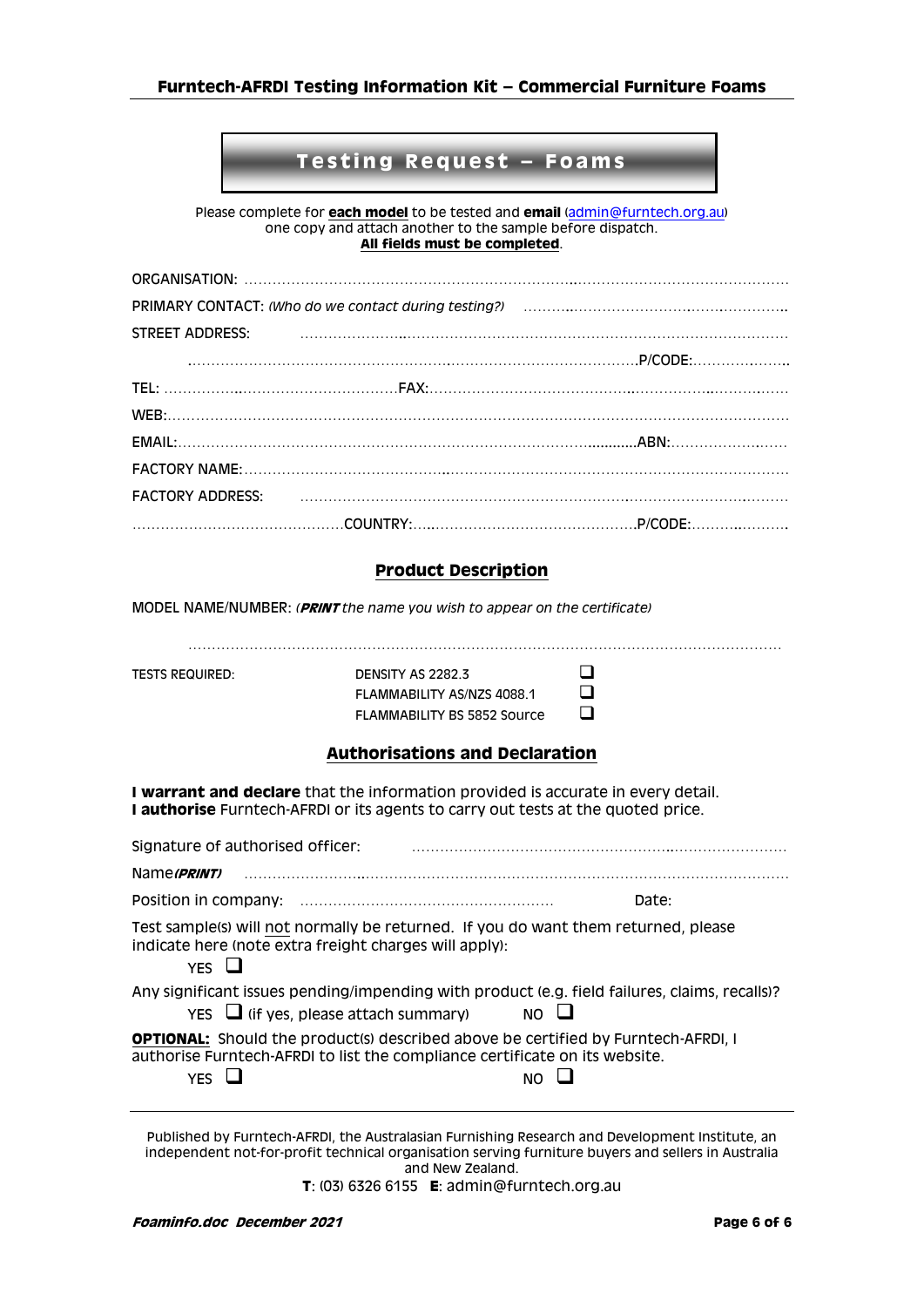# Testing Request – Foams

Please complete for **each model** to be tested and **email** (admin@furntech.org.au) one copy and attach another to the sample before dispatch.
**All fields must be completed**.

ORGANISATION: ……………………………………………………………………………………………………………

PRIMARY CONTACT: *(Who do we contact during testing?)* ……………………………………………………

STREET ADDRESS: ……………………………………………………………………………………………………

……………………………………………………………………………………………P/CODE:…………………

TEL: ………………………………………………FAX:………………………………………………………………

WEB:………………………………………………………………………………………………………………………

EMAIL:……………………………………………………………………………………………ABN:……………………

FACTORY NAME:……………………………………………………………………………………………………………

FACTORY ADDRESS: ………………………………………………………………………………………………………

………………………………………COUNTRY:………………………………………P/CODE:…………………

## Product Description

MODEL NAME/NUMBER: *(**PRINT** the name you wish to appear on the certificate)*

………………………………………………………………………………………………………………………………

TESTS REQUIRED:

- DENSITY AS 2282.3 ❑
- FLAMMABILITY AS/NZS 4088.1 ❑
- FLAMMABILITY BS 5852 Source ❑

## Authorisations and Declaration

**I warrant and declare** that the information provided is accurate in every detail.
**I authorise** Furntech-AFRDI or its agents to carry out tests at the quoted price.

Signature of authorised officer: ………………………………………………………………………

Name ***(PRINT)*** ………………………………………………………………………………………………

Position in company: ……………………………………………… Date:

Test sample(s) will not normally be returned. If you do want them returned, please indicate here (note extra freight charges will apply):

YES ❑

Any significant issues pending/impending with product (e.g. field failures, claims, recalls)?

YES ❑ (if yes, please attach summary) NO ❑

**OPTIONAL:** Should the product(s) described above be certified by Furntech-AFRDI, I authorise Furntech-AFRDI to list the compliance certificate on its website.

YES ❑ NO ❑

Published by Furntech-AFRDI, the Australasian Furnishing Research and Development Institute, an independent not-for-profit technical organisation serving furniture buyers and sellers in Australia and New Zealand.

**T**: (03) 6326 6155 **E**: admin@furntech.org.au